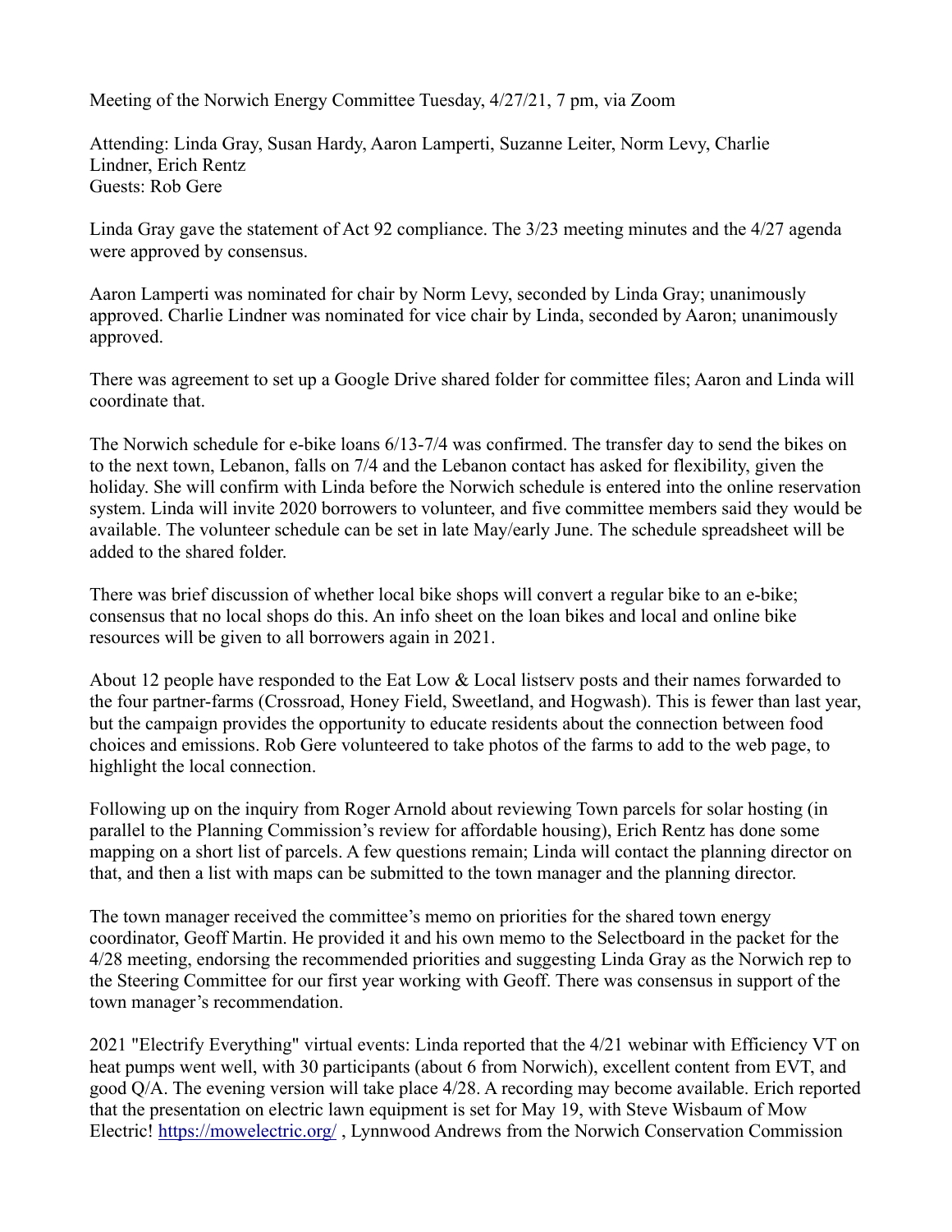Meeting of the Norwich Energy Committee Tuesday, 4/27/21, 7 pm, via Zoom

Attending: Linda Gray, Susan Hardy, Aaron Lamperti, Suzanne Leiter, Norm Levy, Charlie Lindner, Erich Rentz
Guests: Rob Gere

Linda Gray gave the statement of Act 92 compliance. The 3/23 meeting minutes and the 4/27 agenda were approved by consensus.

Aaron Lamperti was nominated for chair by Norm Levy, seconded by Linda Gray; unanimously approved. Charlie Lindner was nominated for vice chair by Linda, seconded by Aaron; unanimously approved.

There was agreement to set up a Google Drive shared folder for committee files; Aaron and Linda will coordinate that.

The Norwich schedule for e-bike loans 6/13-7/4 was confirmed. The transfer day to send the bikes on to the next town, Lebanon, falls on 7/4 and the Lebanon contact has asked for flexibility, given the holiday. She will confirm with Linda before the Norwich schedule is entered into the online reservation system. Linda will invite 2020 borrowers to volunteer, and five committee members said they would be available. The volunteer schedule can be set in late May/early June. The schedule spreadsheet will be added to the shared folder.

There was brief discussion of whether local bike shops will convert a regular bike to an e-bike; consensus that no local shops do this. An info sheet on the loan bikes and local and online bike resources will be given to all borrowers again in 2021.

About 12 people have responded to the Eat Low & Local listserv posts and their names forwarded to the four partner-farms (Crossroad, Honey Field, Sweetland, and Hogwash). This is fewer than last year, but the campaign provides the opportunity to educate residents about the connection between food choices and emissions. Rob Gere volunteered to take photos of the farms to add to the web page, to highlight the local connection.

Following up on the inquiry from Roger Arnold about reviewing Town parcels for solar hosting (in parallel to the Planning Commission's review for affordable housing), Erich Rentz has done some mapping on a short list of parcels. A few questions remain; Linda will contact the planning director on that, and then a list with maps can be submitted to the town manager and the planning director.

The town manager received the committee's memo on priorities for the shared town energy coordinator, Geoff Martin. He provided it and his own memo to the Selectboard in the packet for the 4/28 meeting, endorsing the recommended priorities and suggesting Linda Gray as the Norwich rep to the Steering Committee for our first year working with Geoff. There was consensus in support of the town manager's recommendation.

2021 "Electrify Everything" virtual events: Linda reported that the 4/21 webinar with Efficiency VT on heat pumps went well, with 30 participants (about 6 from Norwich), excellent content from EVT, and good Q/A. The evening version will take place 4/28. A recording may become available. Erich reported that the presentation on electric lawn equipment is set for May 19, with Steve Wisbaum of Mow Electric! https://mowelectric.org/ , Lynnwood Andrews from the Norwich Conservation Commission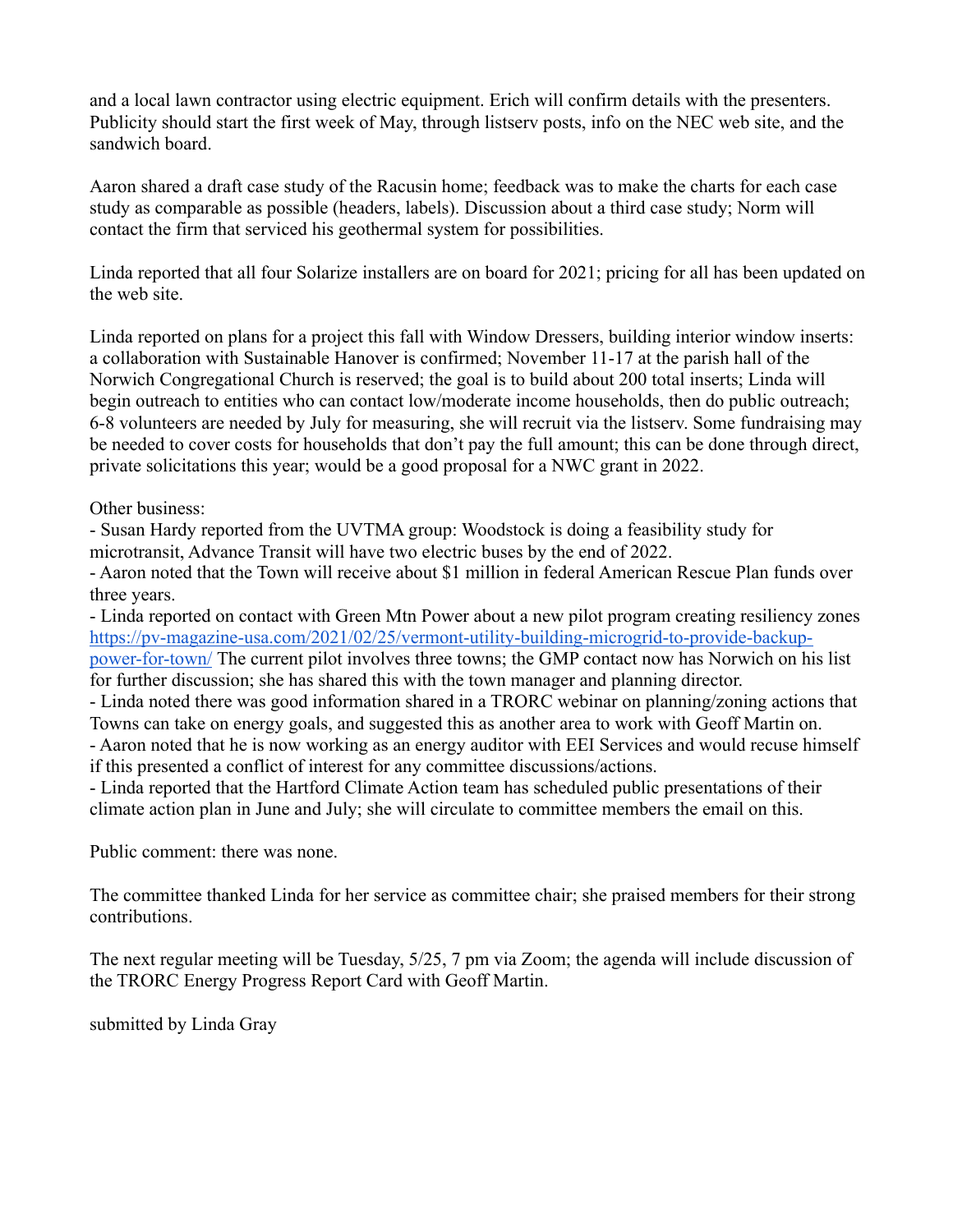and a local lawn contractor using electric equipment. Erich will confirm details with the presenters. Publicity should start the first week of May, through listserv posts, info on the NEC web site, and the sandwich board.

Aaron shared a draft case study of the Racusin home; feedback was to make the charts for each case study as comparable as possible (headers, labels). Discussion about a third case study; Norm will contact the firm that serviced his geothermal system for possibilities.

Linda reported that all four Solarize installers are on board for 2021; pricing for all has been updated on the web site.

Linda reported on plans for a project this fall with Window Dressers, building interior window inserts: a collaboration with Sustainable Hanover is confirmed; November 11-17 at the parish hall of the Norwich Congregational Church is reserved; the goal is to build about 200 total inserts; Linda will begin outreach to entities who can contact low/moderate income households, then do public outreach; 6-8 volunteers are needed by July for measuring, she will recruit via the listserv. Some fundraising may be needed to cover costs for households that don't pay the full amount; this can be done through direct, private solicitations this year; would be a good proposal for a NWC grant in 2022.

Other business:

- Susan Hardy reported from the UVTMA group: Woodstock is doing a feasibility study for microtransit, Advance Transit will have two electric buses by the end of 2022.
- Aaron noted that the Town will receive about $1 million in federal American Rescue Plan funds over three years.
- Linda reported on contact with Green Mtn Power about a new pilot program creating resiliency zones [https://pv-magazine-usa.com/2021/02/25/vermont-utility-building-microgrid-to-provide-backup-power-for-town/](https://pv-magazine-usa.com/2021/02/25/vermont-utility-building-microgrid-to-provide-backup-power-for-town/) The current pilot involves three towns; the GMP contact now has Norwich on his list for further discussion; she has shared this with the town manager and planning director.
- Linda noted there was good information shared in a TRORC webinar on planning/zoning actions that Towns can take on energy goals, and suggested this as another area to work with Geoff Martin on.
- Aaron noted that he is now working as an energy auditor with EEI Services and would recuse himself if this presented a conflict of interest for any committee discussions/actions.
- Linda reported that the Hartford Climate Action team has scheduled public presentations of their climate action plan in June and July; she will circulate to committee members the email on this.

Public comment: there was none.

The committee thanked Linda for her service as committee chair; she praised members for their strong contributions.

The next regular meeting will be Tuesday, 5/25, 7 pm via Zoom; the agenda will include discussion of the TRORC Energy Progress Report Card with Geoff Martin.

submitted by Linda Gray